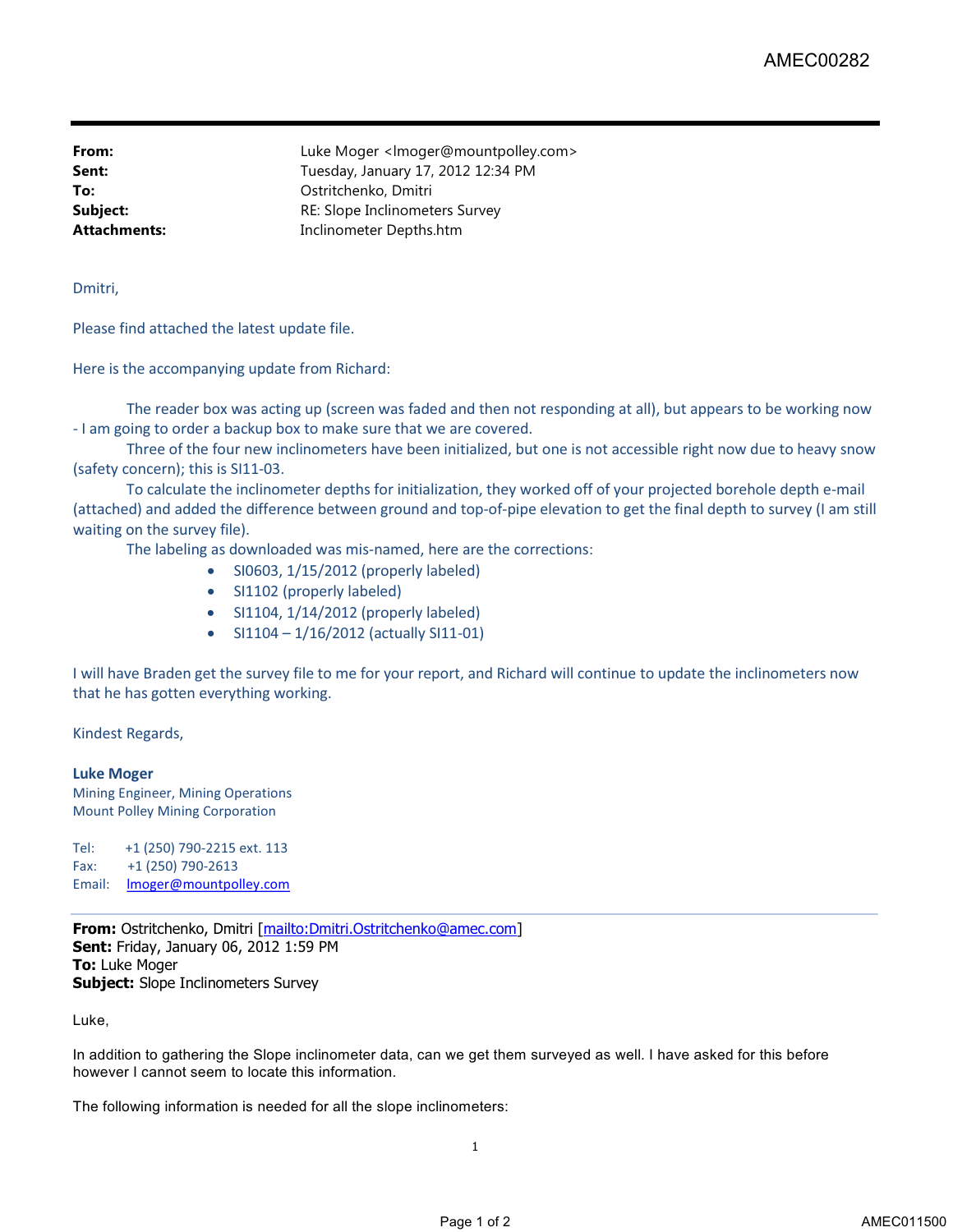**From:** Luke Moger <lmoger@mountpolley.com>
**Sent:** Tuesday, January 17, 2012 12:34 PM
**To:** Ostritchenko, Dmitri
**Subject:** RE: Slope Inclinometers Survey
**Attachments:** Inclinometer Depths.htm

Dmitri,

Please find attached the latest update file.

Here is the accompanying update from Richard:

The reader box was acting up (screen was faded and then not responding at all), but appears to be working now - I am going to order a backup box to make sure that we are covered.

Three of the four new inclinometers have been initialized, but one is not accessible right now due to heavy snow (safety concern); this is SI11-03.

To calculate the inclinometer depths for initialization, they worked off of your projected borehole depth e-mail (attached) and added the difference between ground and top-of-pipe elevation to get the final depth to survey (I am still waiting on the survey file).

The labeling as downloaded was mis-named, here are the corrections:

- SI0603, 1/15/2012 (properly labeled)
- SI1102 (properly labeled)
- SI1104, 1/14/2012 (properly labeled)
- SI1104 – 1/16/2012 (actually SI11-01)

I will have Braden get the survey file to me for your report, and Richard will continue to update the inclinometers now that he has gotten everything working.

Kindest Regards,

**Luke Moger**
Mining Engineer, Mining Operations
Mount Polley Mining Corporation

Tel: +1 (250) 790-2215 ext. 113
Fax: +1 (250) 790-2613
Email: lmoger@mountpolley.com

---

**From:** Ostritchenko, Dmitri [mailto:Dmitri.Ostritchenko@amec.com]
**Sent:** Friday, January 06, 2012 1:59 PM
**To:** Luke Moger
**Subject:** Slope Inclinometers Survey

Luke,

In addition to gathering the Slope inclinometer data, can we get them surveyed as well. I have asked for this before however I cannot seem to locate this information.

The following information is needed for all the slope inclinometers: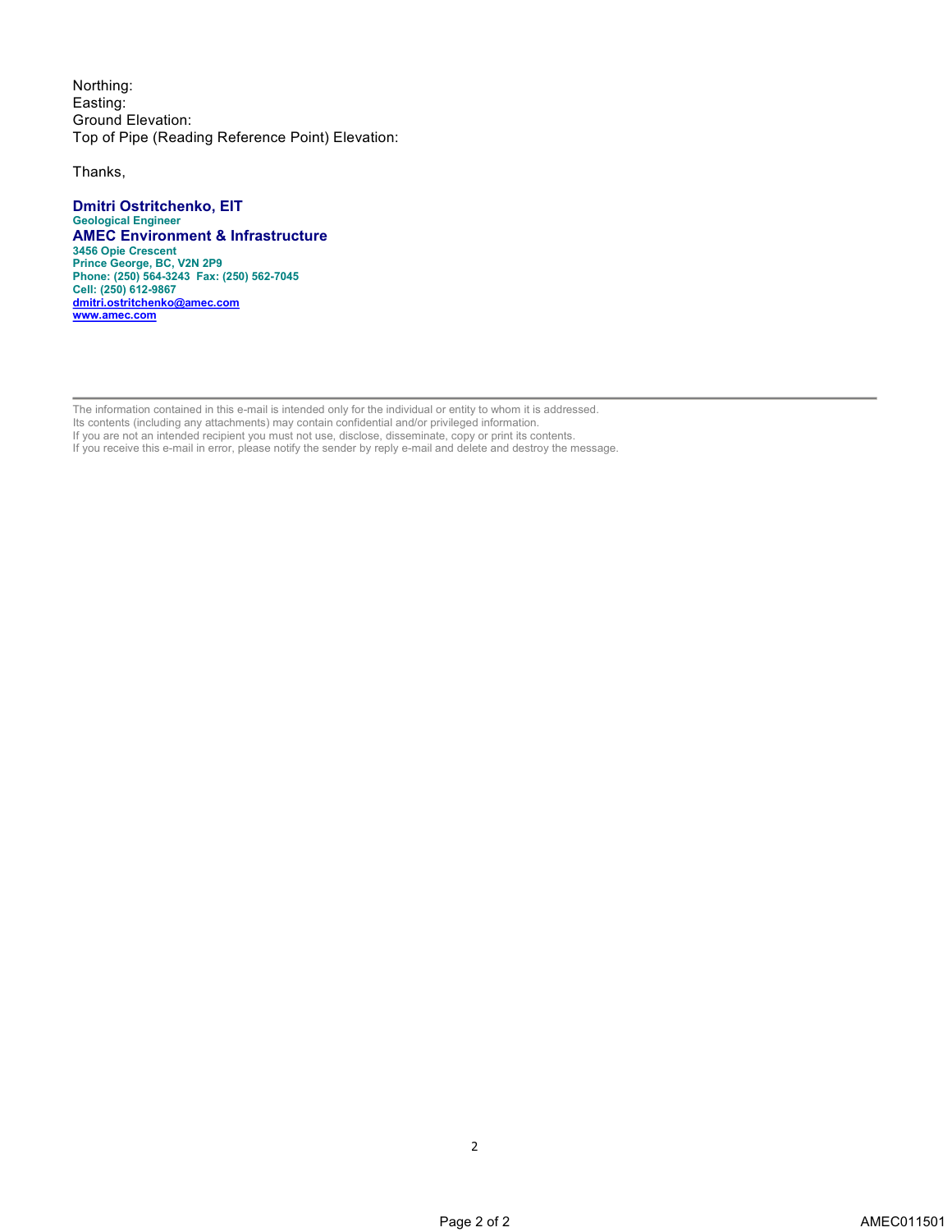Northing:
Easting:
Ground Elevation:
Top of Pipe (Reading Reference Point) Elevation:

Thanks,

**Dmitri Ostritchenko, EIT**
**Geological Engineer**
**AMEC Environment & Infrastructure**
**3456 Opie Crescent**
**Prince George, BC, V2N 2P9**
**Phone: (250) 564-3243 Fax: (250) 562-7045**
**Cell: (250) 612-9867**
**dmitri.ostritchenko@amec.com**
**www.amec.com**

---

The information contained in this e-mail is intended only for the individual or entity to whom it is addressed.
Its contents (including any attachments) may contain confidential and/or privileged information.
If you are not an intended recipient you must not use, disclose, disseminate, copy or print its contents.
If you receive this e-mail in error, please notify the sender by reply e-mail and delete and destroy the message.

AMEC011501